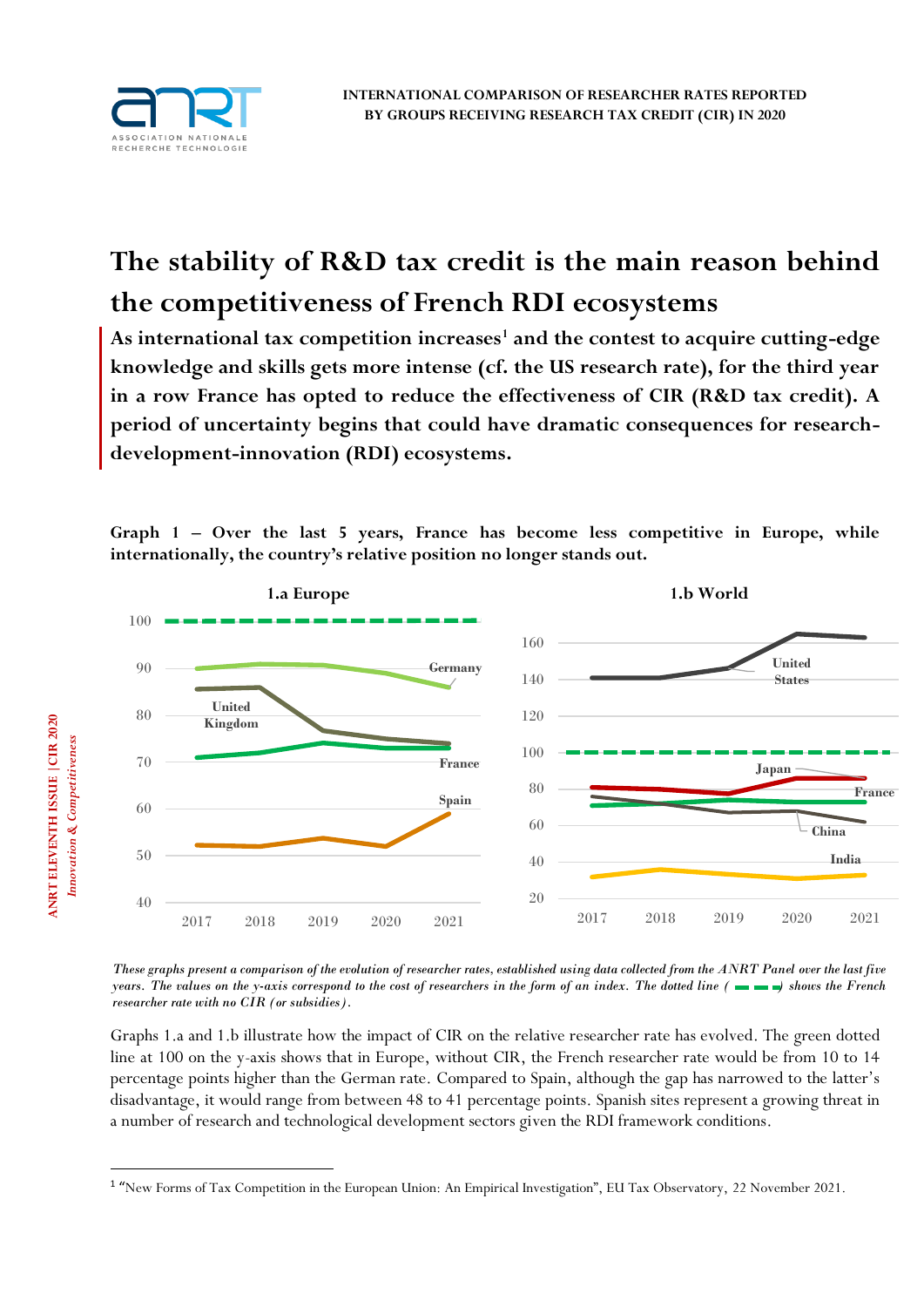INTERNATIONAL COMPARISON OF RESEARCHER RATES REPORTED BY GROUPS RECEIVING RESEARCH TAX CREDIT (CIR) IN 2020

# The stability of R&D tax credit is the main reason behind the competitiveness of French RDI ecosystems

**As international tax competition increases[1] and the contest to acquire cutting-edge knowledge and skills gets more intense (cf. the US research rate), for the third year in a row France has opted to reduce the effectiveness of CIR (R&D tax credit). A period of uncertainty begins that could have dramatic consequences for research-development-innovation (RDI) ecosystems.**

**Graph 1 – Over the last 5 years, France has become less competitive in Europe, while internationally, the country's relative position no longer stands out.**

*These graphs present a comparison of the evolution of researcher rates, established using data collected from the ANRT Panel over the last five years. The values on the y-axis correspond to the cost of researchers in the form of an index. The dotted line ( ▬ ▬ ▬ ) shows the French researcher rate with no CIR (or subsidies).*

Graphs 1.a and 1.b illustrate how the impact of CIR on the relative researcher rate has evolved. The green dotted line at 100 on the y-axis shows that in Europe, without CIR, the French researcher rate would be from 10 to 14 percentage points higher than the German rate. Compared to Spain, although the gap has narrowed to the latter's disadvantage, it would range from between 48 to 41 percentage points. Spanish sites represent a growing threat in a number of research and technological development sectors given the RDI framework conditions.

[1] "New Forms of Tax Competition in the European Union: An Empirical Investigation", EU Tax Observatory, 22 November 2021.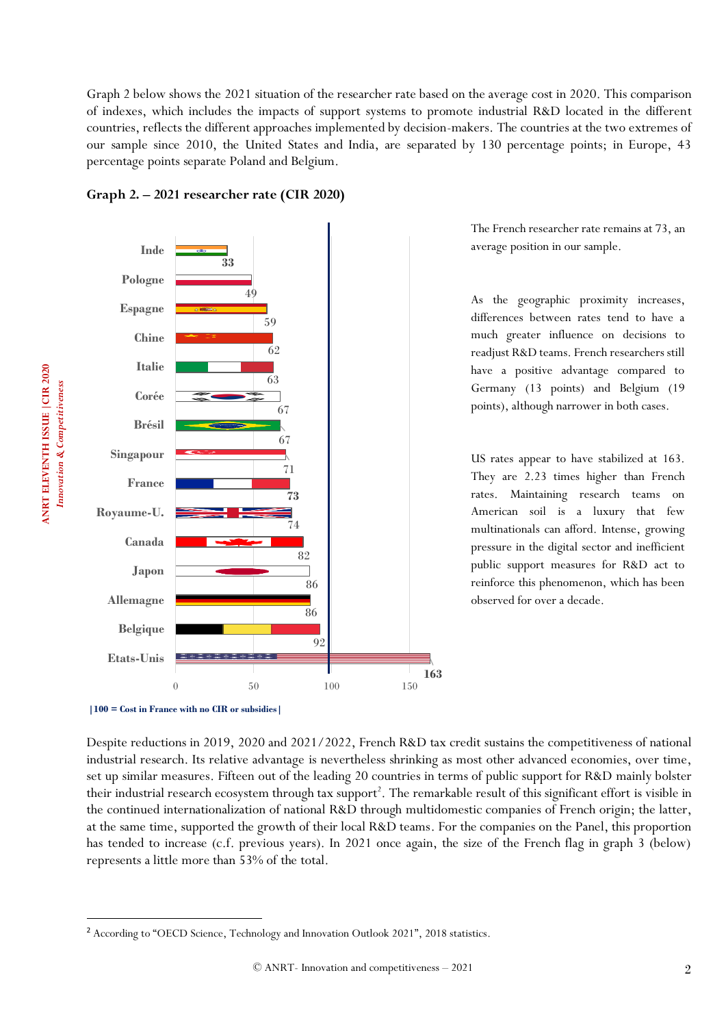Graph 2 below shows the 2021 situation of the researcher rate based on the average cost in 2020. This comparison of indexes, which includes the impacts of support systems to promote industrial R&D located in the different countries, reflects the different approaches implemented by decision-makers. The countries at the two extremes of our sample since 2010, the United States and India, are separated by 130 percentage points; in Europe, 43 percentage points separate Poland and Belgium.

**Graph 2. – 2021 researcher rate (CIR 2020)**

| Pays | Rate |
|---|---|
| Inde | 33 |
| Pologne | 49 |
| Espagne | 59 |
| Chine | 62 |
| Italie | 63 |
| Corée | 67 |
| Brésil | 67 |
| Singapour | 71 |
| France | 73 |
| Royaume-U. | 74 |
| Canada | 82 |
| Japon | 86 |
| Allemagne | 86 |
| Belgique | 92 |
| Etats-Unis | 163 |

**|100 = Cost in France with no CIR or subsidies|**

The French researcher rate remains at 73, an average position in our sample.

As the geographic proximity increases, differences between rates tend to have a much greater influence on decisions to readjust R&D teams. French researchers still have a positive advantage compared to Germany (13 points) and Belgium (19 points), although narrower in both cases.

US rates appear to have stabilized at 163. They are 2.23 times higher than French rates. Maintaining research teams on American soil is a luxury that few multinationals can afford. Intense, growing pressure in the digital sector and inefficient public support measures for R&D act to reinforce this phenomenon, which has been observed for over a decade.

Despite reductions in 2019, 2020 and 2021/2022, French R&D tax credit sustains the competitiveness of national industrial research. Its relative advantage is nevertheless shrinking as most other advanced economies, over time, set up similar measures. Fifteen out of the leading 20 countries in terms of public support for R&D mainly bolster their industrial research ecosystem through tax support[2]. The remarkable result of this significant effort is visible in the continued internationalization of national R&D through multidomestic companies of French origin; the latter, at the same time, supported the growth of their local R&D teams. For the companies on the Panel, this proportion has tended to increase (c.f. previous years). In 2021 once again, the size of the French flag in graph 3 (below) represents a little more than 53% of the total.

[2] According to "OECD Science, Technology and Innovation Outlook 2021", 2018 statistics.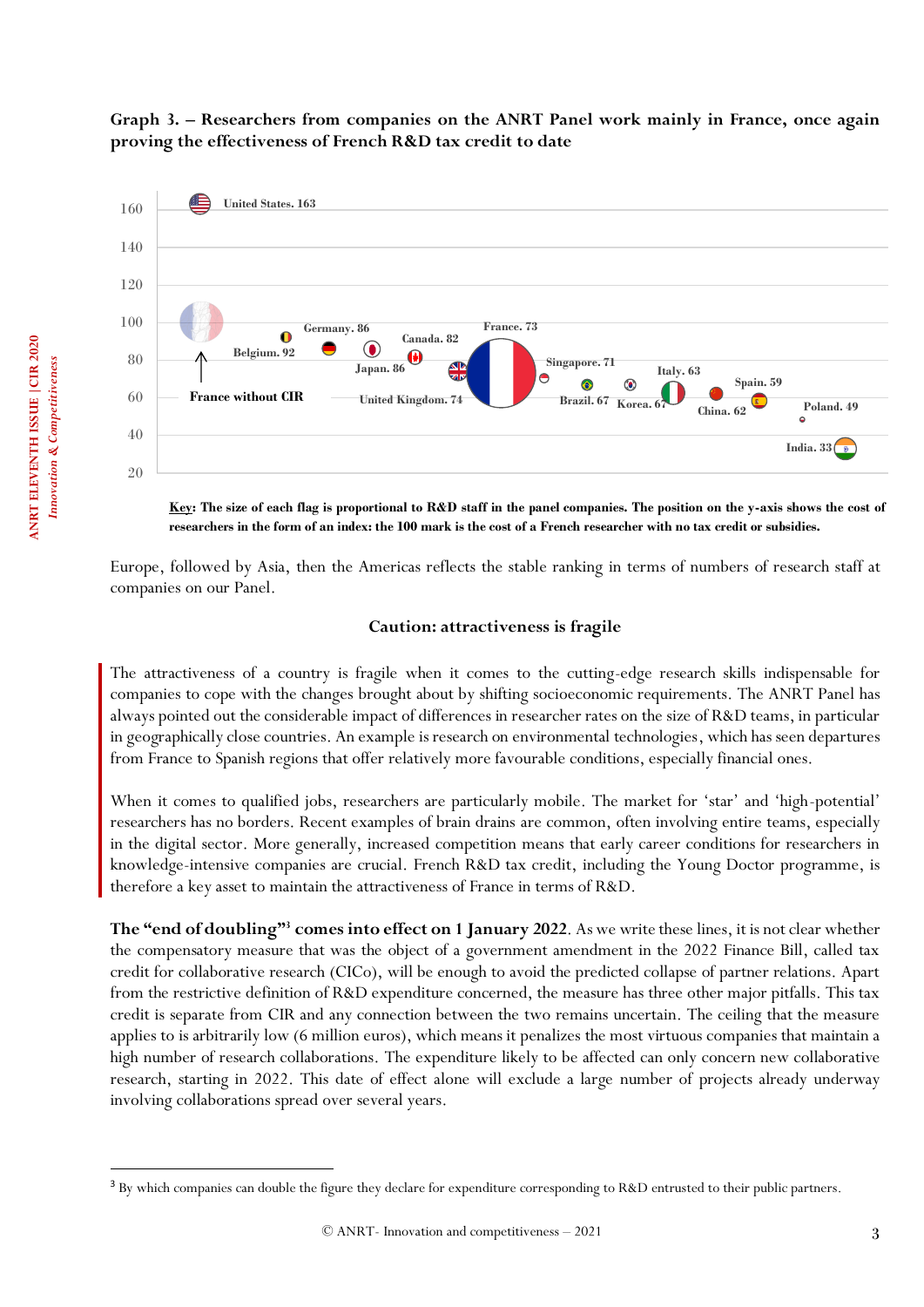**Graph 3. – Researchers from companies on the ANRT Panel work mainly in France, once again proving the effectiveness of French R&D tax credit to date**

United States. 163
France without CIR
Belgium. 92
Germany. 86
Japan. 86
Canada. 82
United Kingdom. 74
France. 73
Singapore. 71
Brazil. 67
Korea. 67
Italy. 63
China. 62
Spain. 59
Poland. 49
India. 33

**Key: The size of each flag is proportional to R&D staff in the panel companies. The position on the y-axis shows the cost of researchers in the form of an index: the 100 mark is the cost of a French researcher with no tax credit or subsidies.**

Europe, followed by Asia, then the Americas reflects the stable ranking in terms of numbers of research staff at companies on our Panel.

### Caution: attractiveness is fragile

The attractiveness of a country is fragile when it comes to the cutting-edge research skills indispensable for companies to cope with the changes brought about by shifting socioeconomic requirements. The ANRT Panel has always pointed out the considerable impact of differences in researcher rates on the size of R&D teams, in particular in geographically close countries. An example is research on environmental technologies, which has seen departures from France to Spanish regions that offer relatively more favourable conditions, especially financial ones.

When it comes to qualified jobs, researchers are particularly mobile. The market for 'star' and 'high-potential' researchers has no borders. Recent examples of brain drains are common, often involving entire teams, especially in the digital sector. More generally, increased competition means that early career conditions for researchers in knowledge-intensive companies are crucial. French R&D tax credit, including the Young Doctor programme, is therefore a key asset to maintain the attractiveness of France in terms of R&D.

**The "end of doubling"[3] comes into effect on 1 January 2022**. As we write these lines, it is not clear whether the compensatory measure that was the object of a government amendment in the 2022 Finance Bill, called tax credit for collaborative research (CICo), will be enough to avoid the predicted collapse of partner relations. Apart from the restrictive definition of R&D expenditure concerned, the measure has three other major pitfalls. This tax credit is separate from CIR and any connection between the two remains uncertain. The ceiling that the measure applies to is arbitrarily low (6 million euros), which means it penalizes the most virtuous companies that maintain a high number of research collaborations. The expenditure likely to be affected can only concern new collaborative research, starting in 2022. This date of effect alone will exclude a large number of projects already underway involving collaborations spread over several years.

[3] By which companies can double the figure they declare for expenditure corresponding to R&D entrusted to their public partners.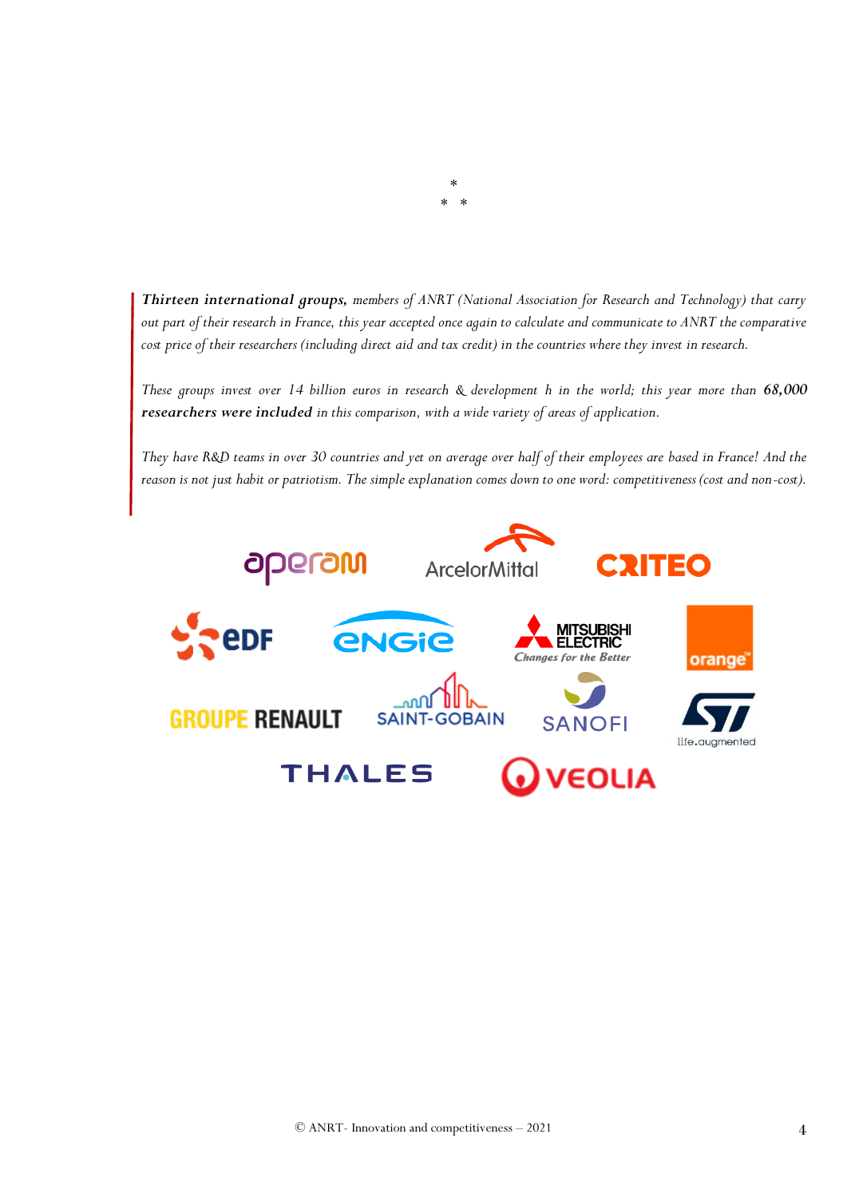*

\*   *

*__Thirteen international groups,__ members of ANRT (National Association for Research and Technology) that carry out part of their research in France, this year accepted once again to calculate and communicate to ANRT the comparative cost price of their researchers (including direct aid and tax credit) in the countries where they invest in research.*

*These groups invest over 14 billion euros in research & development h in the world; this year more than __68,000 researchers were included__ in this comparison, with a wide variety of areas of application.*

*They have R&D teams in over 30 countries and yet on average over half of their employees are based in France! And the reason is not just habit or patriotism. The simple explanation comes down to one word: competitiveness (cost and non-cost).*

aperam · ArcelorMittal · CRITEO · EDF · ENGIE · MITSUBISHI ELECTRIC Changes for the Better · orange · GROUPE RENAULT · SAINT-GOBAIN · SANOFI · ST life.augmented · THALES · VEOLIA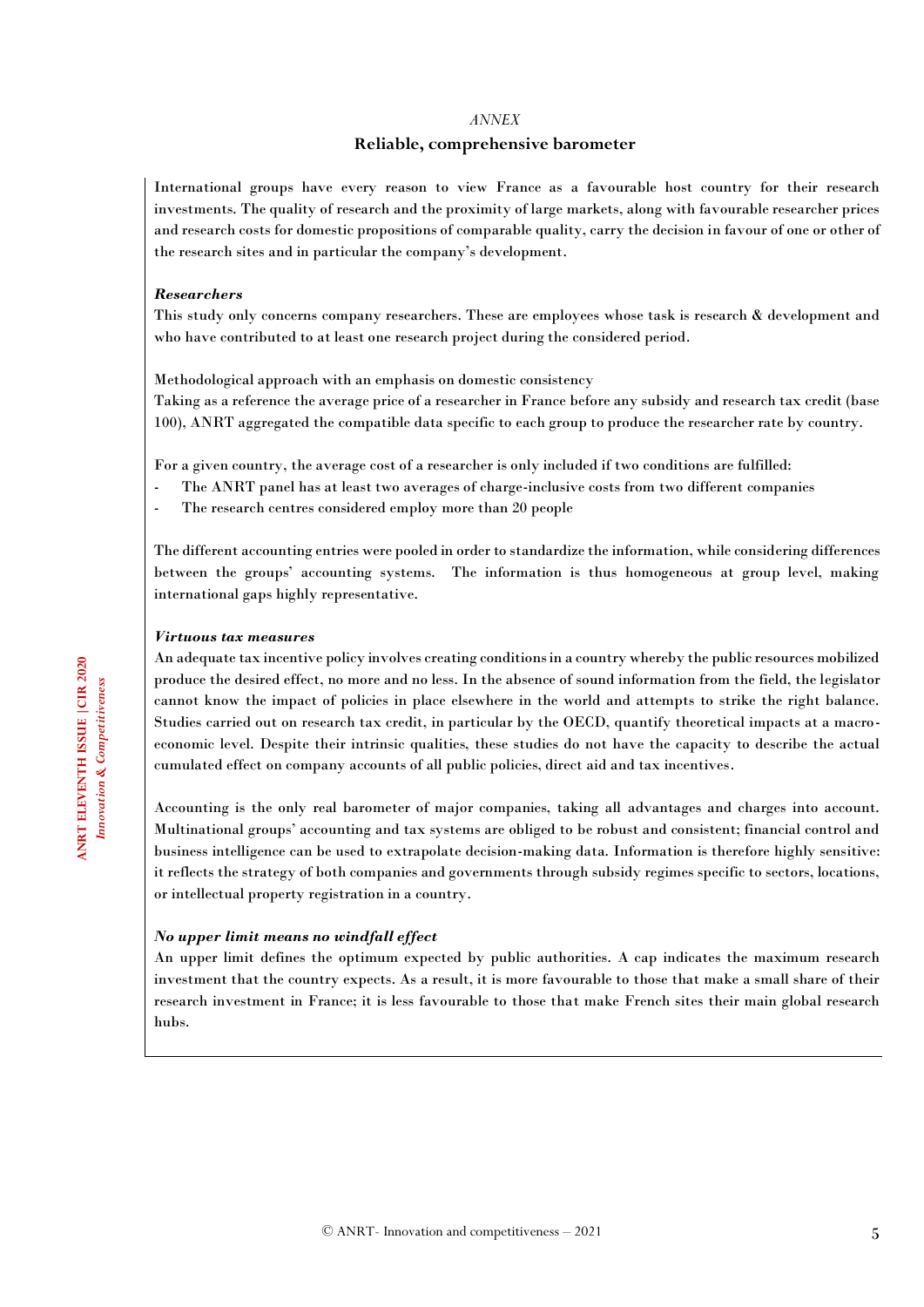*ANNEX*

## Reliable, comprehensive barometer

International groups have every reason to view France as a favourable host country for their research investments. The quality of research and the proximity of large markets, along with favourable researcher prices and research costs for domestic propositions of comparable quality, carry the decision in favour of one or other of the research sites and in particular the company's development.

***Researchers***

This study only concerns company researchers. These are employees whose task is research & development and who have contributed to at least one research project during the considered period.

Methodological approach with an emphasis on domestic consistency

Taking as a reference the average price of a researcher in France before any subsidy and research tax credit (base 100), ANRT aggregated the compatible data specific to each group to produce the researcher rate by country.

For a given country, the average cost of a researcher is only included if two conditions are fulfilled:

- The ANRT panel has at least two averages of charge-inclusive costs from two different companies
- The research centres considered employ more than 20 people

The different accounting entries were pooled in order to standardize the information, while considering differences between the groups' accounting systems. The information is thus homogeneous at group level, making international gaps highly representative.

***Virtuous tax measures***

An adequate tax incentive policy involves creating conditions in a country whereby the public resources mobilized produce the desired effect, no more and no less. In the absence of sound information from the field, the legislator cannot know the impact of policies in place elsewhere in the world and attempts to strike the right balance. Studies carried out on research tax credit, in particular by the OECD, quantify theoretical impacts at a macro-economic level. Despite their intrinsic qualities, these studies do not have the capacity to describe the actual cumulated effect on company accounts of all public policies, direct aid and tax incentives.

Accounting is the only real barometer of major companies, taking all advantages and charges into account. Multinational groups' accounting and tax systems are obliged to be robust and consistent; financial control and business intelligence can be used to extrapolate decision-making data. Information is therefore highly sensitive: it reflects the strategy of both companies and governments through subsidy regimes specific to sectors, locations, or intellectual property registration in a country.

***No upper limit means no windfall effect***

An upper limit defines the optimum expected by public authorities. A cap indicates the maximum research investment that the country expects. As a result, it is more favourable to those that make a small share of their research investment in France; it is less favourable to those that make French sites their main global research hubs.